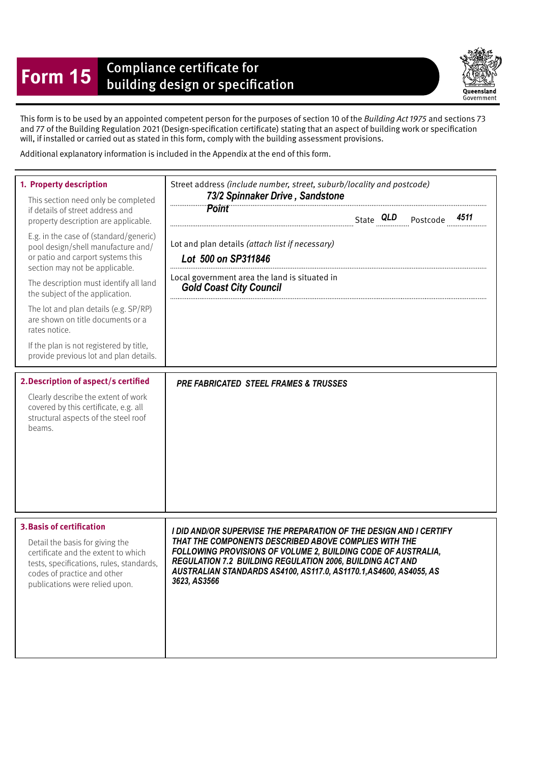# Form 15 Compliance certificate for building design or specification

Queensland Government

This form is to be used by an appointed competent person for the purposes of section 10 of the *Building Act 1975* and sections 73 and 77 of the Building Regulation 2021 (Design-specification certificate) stating that an aspect of building work or specification will, if installed or carried out as stated in this form, comply with the building assessment provisions.

Additional explanatory information is included in the Appendix at the end of this form.

## 1. Property description

This section need only be completed if details of street address and property description are applicable.

E.g. in the case of (standard/generic) pool design/shell manufacture and/or patio and carport systems this section may not be applicable.

The description must identify all land the subject of the application.

The lot and plan details (e.g. SP/RP) are shown on title documents or a rates notice.

If the plan is not registered by title, provide previous lot and plan details.

Street address *(include number, street, suburb/locality and postcode)*

***73/2 Spinnaker Drive , Sandstone Point***

State ***QLD*** Postcode ***4511***

Lot and plan details *(attach list if necessary)*

***Lot 500 on SP311846***

Local government area the land is situated in

***Gold Coast City Council***

## 2. Description of aspect/s certified

Clearly describe the extent of work covered by this certificate, e.g. all structural aspects of the steel roof beams.

***PRE FABRICATED STEEL FRAMES & TRUSSES***

## 3. Basis of certification

Detail the basis for giving the certificate and the extent to which tests, specifications, rules, standards, codes of practice and other publications were relied upon.

***I DID AND/OR SUPERVISE THE PREPARATION OF THE DESIGN AND I CERTIFY THAT THE COMPONENTS DESCRIBED ABOVE COMPLIES WITH THE FOLLOWING PROVISIONS OF VOLUME 2, BUILDING CODE OF AUSTRALIA, REGULATION 7.2 BUILDING REGULATION 2006, BUILDING ACT AND AUSTRALIAN STANDARDS AS4100, AS117.0, AS1170.1,AS4600, AS4055, AS 3623, AS3566***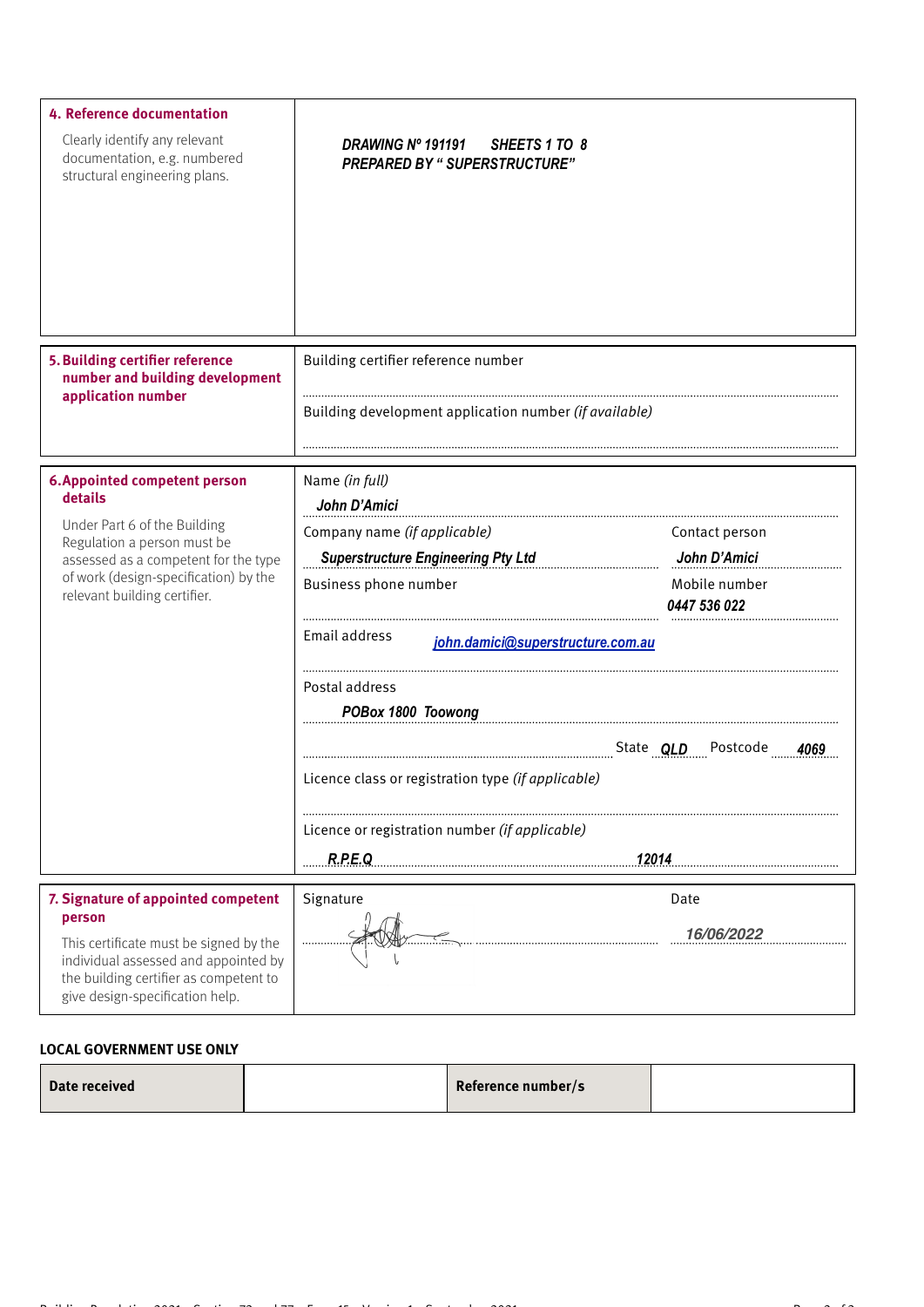| | |
|---|---|
| **4. Reference documentation**<br>Clearly identify any relevant documentation, e.g. numbered structural engineering plans. | *DRAWING Nº 191191 SHEETS 1 TO 8*<br>*PREPARED BY " SUPERSTRUCTURE"* |

| | |
|---|---|
| **5. Building certifier reference number and building development application number** | Building certifier reference number<br><br>Building development application number *(if available)* |

| | | |
|---|---|---|
| **6. Appointed competent person details**<br>Under Part 6 of the Building Regulation a person must be assessed as a competent for the type of work (design-specification) by the relevant building certifier. | Name *(in full)*<br>*John D'Amici* | |
| | Company name *(if applicable)*<br>*Superstructure Engineering Pty Ltd* | Contact person<br>*John D'Amici* |
| | Business phone number | Mobile number<br>*0447 536 022* |
| | Email address *john.damici@superstructure.com.au* | |
| | Postal address<br>*POBox 1800 Toowong* | |
| | State *QLD* Postcode *4069* | |
| | Licence class or registration type *(if applicable)* | |
| | Licence or registration number *(if applicable)*<br>*R.P.E.Q* *12014* | |

| | | |
|---|---|---|
| **7. Signature of appointed competent person**<br>This certificate must be signed by the individual assessed and appointed by the building certifier as competent to give design-specification help. | Signature<br>[signature] | Date<br>*16/06/2022* |

**LOCAL GOVERNMENT USE ONLY**

| | | | |
|---|---|---|---|
| **Date received** | | **Reference number/s** | |